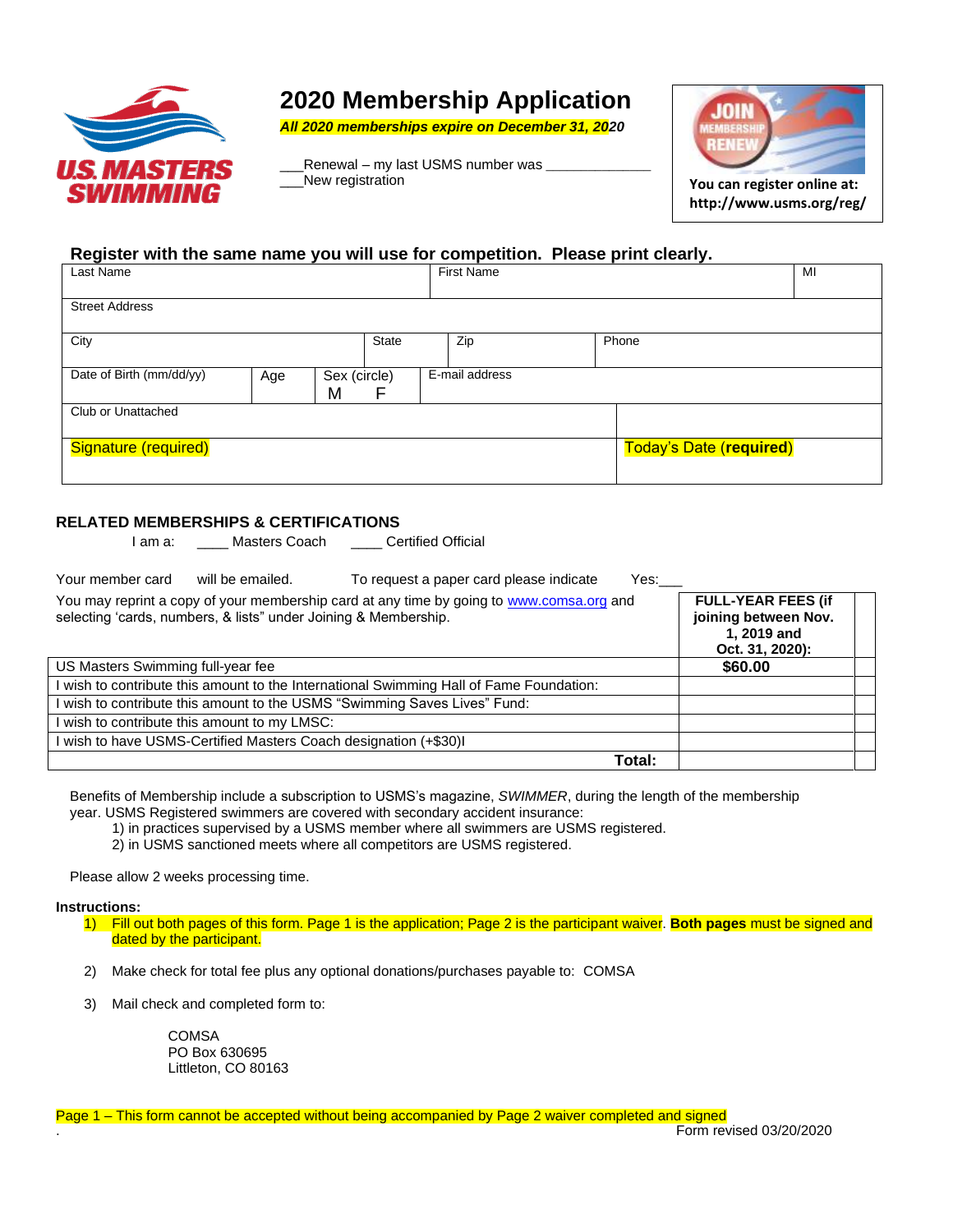U.S. MASTERS SWIMMING

# 2020 Membership Application

***All 2020 memberships expire on December 31, 2020***

___Renewal – my last USMS number was _____________
___New registration

JOIN MEMBERSHIP RENEW

**You can register online at: http://www.usms.org/reg/**

### Register with the same name you will use for competition. Please print clearly.

| Last Name | | | | First Name | | MI |
|---|---|---|---|---|---|---|
| Street Address | | | | | | |
| City | | State | Zip | Phone | | |
| Date of Birth (mm/dd/yy) | Age | Sex (circle) M F | E-mail address | | | |
| Club or Unattached | | | | | | |
| Signature (required) | | | | Today's Date (**required**) | | |

### RELATED MEMBERSHIPS & CERTIFICATIONS

I am a: ____ Masters Coach ____ Certified Official

Your member card will be emailed. To request a paper card please indicate Yes:___

| You may reprint a copy of your membership card at any time by going to www.comsa.org and selecting 'cards, numbers, & lists" under Joining & Membership. | **FULL-YEAR FEES (if joining between Nov. 1, 2019 and Oct. 31, 2020):** | |
|---|---|---|
| US Masters Swimming full-year fee | **$60.00** | |
| I wish to contribute this amount to the International Swimming Hall of Fame Foundation: | | |
| I wish to contribute this amount to the USMS "Swimming Saves Lives" Fund: | | |
| I wish to contribute this amount to my LMSC: | | |
| I wish to have USMS-Certified Masters Coach designation (+$30)I | | |
| **Total:** | | |

Benefits of Membership include a subscription to USMS's magazine, *SWIMMER*, during the length of the membership year. USMS Registered swimmers are covered with secondary accident insurance:

1) in practices supervised by a USMS member where all swimmers are USMS registered.
2) in USMS sanctioned meets where all competitors are USMS registered.

Please allow 2 weeks processing time.

**Instructions:**

1) Fill out both pages of this form. Page 1 is the application; Page 2 is the participant waiver. **Both pages** must be signed and dated by the participant.

2) Make check for total fee plus any optional donations/purchases payable to: COMSA

3) Mail check and completed form to:

   COMSA
   PO Box 630695
   Littleton, CO 80163

Page 1 – This form cannot be accepted without being accompanied by Page 2 waiver completed and signed

Form revised 03/20/2020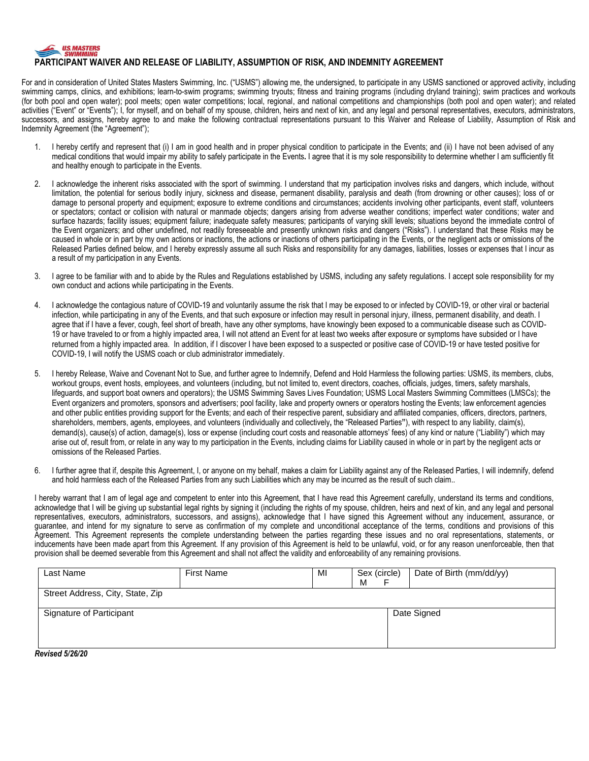US MASTERS SWIMMING

# PARTICIPANT WAIVER AND RELEASE OF LIABILITY, ASSUMPTION OF RISK, AND INDEMNITY AGREEMENT

For and in consideration of United States Masters Swimming, Inc. ("USMS") allowing me, the undersigned, to participate in any USMS sanctioned or approved activity, including swimming camps, clinics, and exhibitions; learn-to-swim programs; swimming tryouts; fitness and training programs (including dryland training); swim practices and workouts (for both pool and open water); pool meets; open water competitions; local, regional, and national competitions and championships (both pool and open water); and related activities ("Event" or "Events"); I, for myself, and on behalf of my spouse, children, heirs and next of kin, and any legal and personal representatives, executors, administrators, successors, and assigns, hereby agree to and make the following contractual representations pursuant to this Waiver and Release of Liability, Assumption of Risk and Indemnity Agreement (the "Agreement");

1. I hereby certify and represent that (i) I am in good health and in proper physical condition to participate in the Events; and (ii) I have not been advised of any medical conditions that would impair my ability to safely participate in the Events. I agree that it is my sole responsibility to determine whether I am sufficiently fit and healthy enough to participate in the Events.

2. I acknowledge the inherent risks associated with the sport of swimming. I understand that my participation involves risks and dangers, which include, without limitation, the potential for serious bodily injury, sickness and disease, permanent disability, paralysis and death (from drowning or other causes); loss of or damage to personal property and equipment; exposure to extreme conditions and circumstances; accidents involving other participants, event staff, volunteers or spectators; contact or collision with natural or manmade objects; dangers arising from adverse weather conditions; imperfect water conditions; water and surface hazards; facility issues; equipment failure; inadequate safety measures; participants of varying skill levels; situations beyond the immediate control of the Event organizers; and other undefined, not readily foreseeable and presently unknown risks and dangers ("Risks"). I understand that these Risks may be caused in whole or in part by my own actions or inactions, the actions or inactions of others participating in the Events, or the negligent acts or omissions of the Released Parties defined below, and I hereby expressly assume all such Risks and responsibility for any damages, liabilities, losses or expenses that I incur as a result of my participation in any Events.

3. I agree to be familiar with and to abide by the Rules and Regulations established by USMS, including any safety regulations. I accept sole responsibility for my own conduct and actions while participating in the Events.

4. I acknowledge the contagious nature of COVID-19 and voluntarily assume the risk that I may be exposed to or infected by COVID-19, or other viral or bacterial infection, while participating in any of the Events, and that such exposure or infection may result in personal injury, illness, permanent disability, and death. I agree that if I have a fever, cough, feel short of breath, have any other symptoms, have knowingly been exposed to a communicable disease such as COVID-19 or have traveled to or from a highly impacted area, I will not attend an Event for at least two weeks after exposure or symptoms have subsided or I have returned from a highly impacted area. In addition, if I discover I have been exposed to a suspected or positive case of COVID-19 or have tested positive for COVID-19, I will notify the USMS coach or club administrator immediately.

5. I hereby Release, Waive and Covenant Not to Sue, and further agree to Indemnify, Defend and Hold Harmless the following parties: USMS, its members, clubs, workout groups, event hosts, employees, and volunteers (including, but not limited to, event directors, coaches, officials, judges, timers, safety marshals, lifeguards, and support boat owners and operators); the USMS Swimming Saves Lives Foundation; USMS Local Masters Swimming Committees (LMSCs); the Event organizers and promoters, sponsors and advertisers; pool facility, lake and property owners or operators hosting the Events; law enforcement agencies and other public entities providing support for the Events; and each of their respective parent, subsidiary and affiliated companies, officers, directors, partners, shareholders, members, agents, employees, and volunteers (individually and collectively, the "Released Parties"), with respect to any liability, claim(s), demand(s), cause(s) of action, damage(s), loss or expense (including court costs and reasonable attorneys' fees) of any kind or nature ("Liability") which may arise out of, result from, or relate in any way to my participation in the Events, including claims for Liability caused in whole or in part by the negligent acts or omissions of the Released Parties.

6. I further agree that if, despite this Agreement, I, or anyone on my behalf, makes a claim for Liability against any of the Released Parties, I will indemnify, defend and hold harmless each of the Released Parties from any such Liabilities which any may be incurred as the result of such claim..

I hereby warrant that I am of legal age and competent to enter into this Agreement, that I have read this Agreement carefully, understand its terms and conditions, acknowledge that I will be giving up substantial legal rights by signing it (including the rights of my spouse, children, heirs and next of kin, and any legal and personal representatives, executors, administrators, successors, and assigns), acknowledge that I have signed this Agreement without any inducement, assurance, or guarantee, and intend for my signature to serve as confirmation of my complete and unconditional acceptance of the terms, conditions and provisions of this Agreement. This Agreement represents the complete understanding between the parties regarding these issues and no oral representations, statements, or inducements have been made apart from this Agreement. If any provision of this Agreement is held to be unlawful, void, or for any reason unenforceable, then that provision shall be deemed severable from this Agreement and shall not affect the validity and enforceability of any remaining provisions.

| | | | | |
|---|---|---|---|---|
| Last Name | First Name | MI | Sex (circle) M F | Date of Birth (mm/dd/yy) |
| Street Address, City, State, Zip | | | | |
| Signature of Participant | | | | Date Signed |

*Revised 5/26/20*